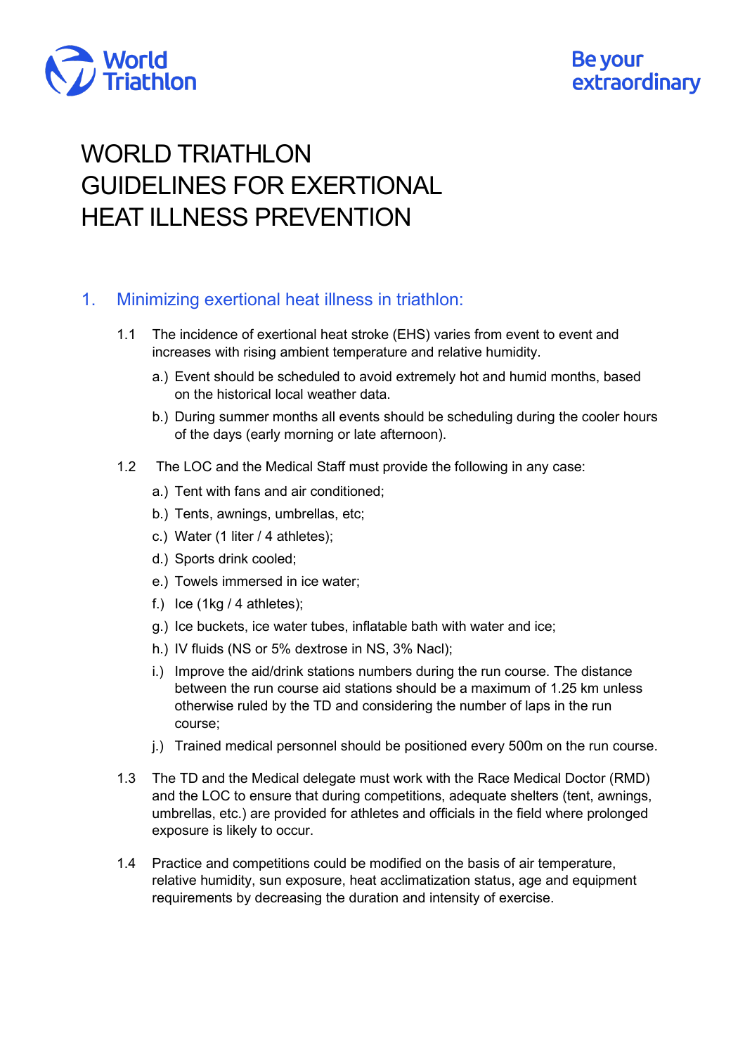# WORLD TRIATHLON GUIDELINES FOR EXERTIONAL HEAT ILLNESS PREVENTION

## 1. Minimizing exertional heat illness in triathlon:

1.1 The incidence of exertional heat stroke (EHS) varies from event to event and increases with rising ambient temperature and relative humidity.

a.) Event should be scheduled to avoid extremely hot and humid months, based on the historical local weather data.

b.) During summer months all events should be scheduling during the cooler hours of the days (early morning or late afternoon).

1.2 The LOC and the Medical Staff must provide the following in any case:

a.) Tent with fans and air conditioned;

b.) Tents, awnings, umbrellas, etc;

c.) Water (1 liter / 4 athletes);

d.) Sports drink cooled;

e.) Towels immersed in ice water;

f.) Ice (1kg / 4 athletes);

g.) Ice buckets, ice water tubes, inflatable bath with water and ice;

h.) IV fluids (NS or 5% dextrose in NS, 3% Nacl);

i.) Improve the aid/drink stations numbers during the run course. The distance between the run course aid stations should be a maximum of 1.25 km unless otherwise ruled by the TD and considering the number of laps in the run course;

j.) Trained medical personnel should be positioned every 500m on the run course.

1.3 The TD and the Medical delegate must work with the Race Medical Doctor (RMD) and the LOC to ensure that during competitions, adequate shelters (tent, awnings, umbrellas, etc.) are provided for athletes and officials in the field where prolonged exposure is likely to occur.

1.4 Practice and competitions could be modified on the basis of air temperature, relative humidity, sun exposure, heat acclimatization status, age and equipment requirements by decreasing the duration and intensity of exercise.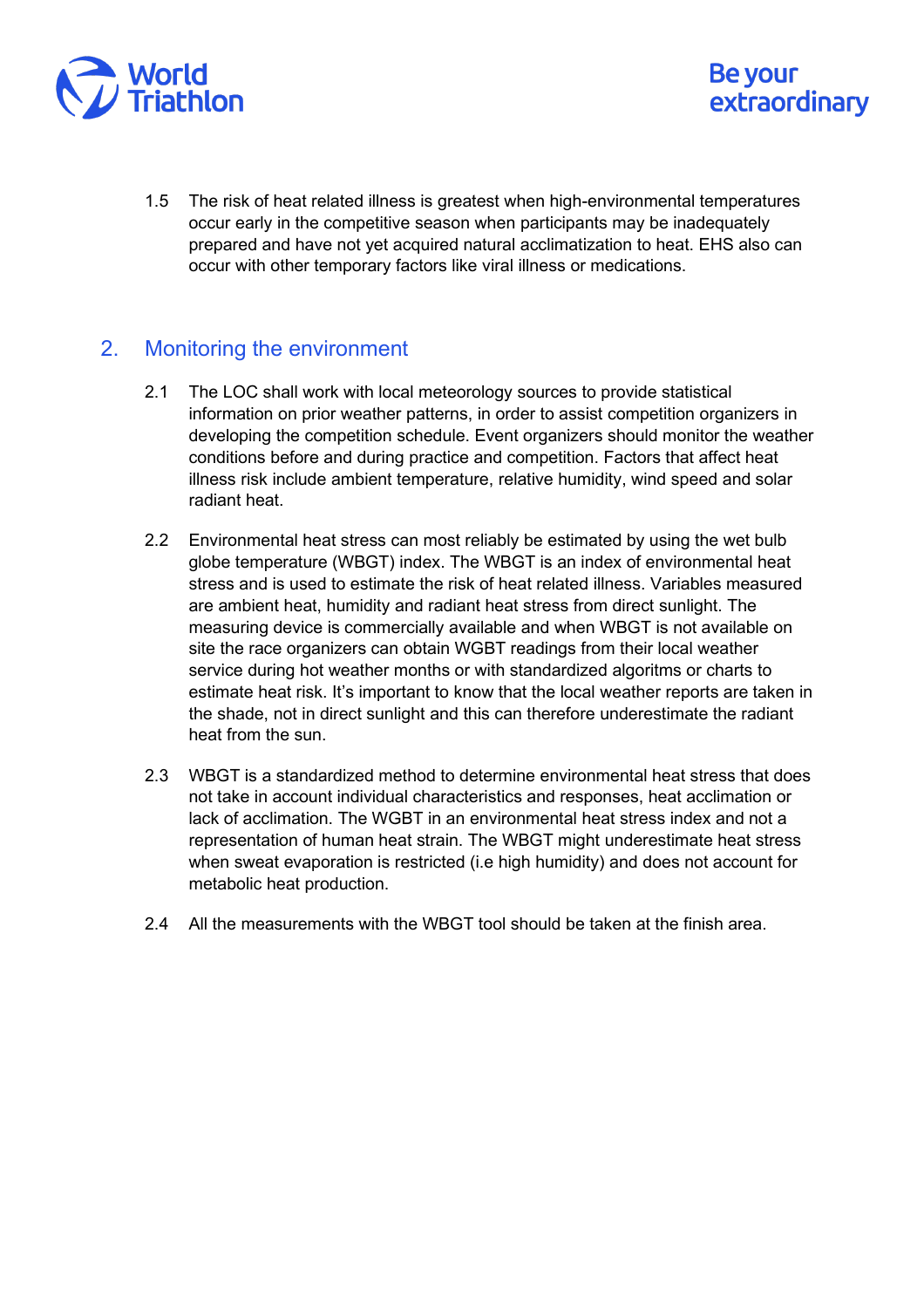1.5 The risk of heat related illness is greatest when high-environmental temperatures occur early in the competitive season when participants may be inadequately prepared and have not yet acquired natural acclimatization to heat. EHS also can occur with other temporary factors like viral illness or medications.

## 2. Monitoring the environment

2.1 The LOC shall work with local meteorology sources to provide statistical information on prior weather patterns, in order to assist competition organizers in developing the competition schedule. Event organizers should monitor the weather conditions before and during practice and competition. Factors that affect heat illness risk include ambient temperature, relative humidity, wind speed and solar radiant heat.

2.2 Environmental heat stress can most reliably be estimated by using the wet bulb globe temperature (WBGT) index. The WBGT is an index of environmental heat stress and is used to estimate the risk of heat related illness. Variables measured are ambient heat, humidity and radiant heat stress from direct sunlight. The measuring device is commercially available and when WBGT is not available on site the race organizers can obtain WGBT readings from their local weather service during hot weather months or with standardized algoritms or charts to estimate heat risk. It's important to know that the local weather reports are taken in the shade, not in direct sunlight and this can therefore underestimate the radiant heat from the sun.

2.3 WBGT is a standardized method to determine environmental heat stress that does not take in account individual characteristics and responses, heat acclimation or lack of acclimation. The WGBT in an environmental heat stress index and not a representation of human heat strain. The WBGT might underestimate heat stress when sweat evaporation is restricted (i.e high humidity) and does not account for metabolic heat production.

2.4 All the measurements with the WBGT tool should be taken at the finish area.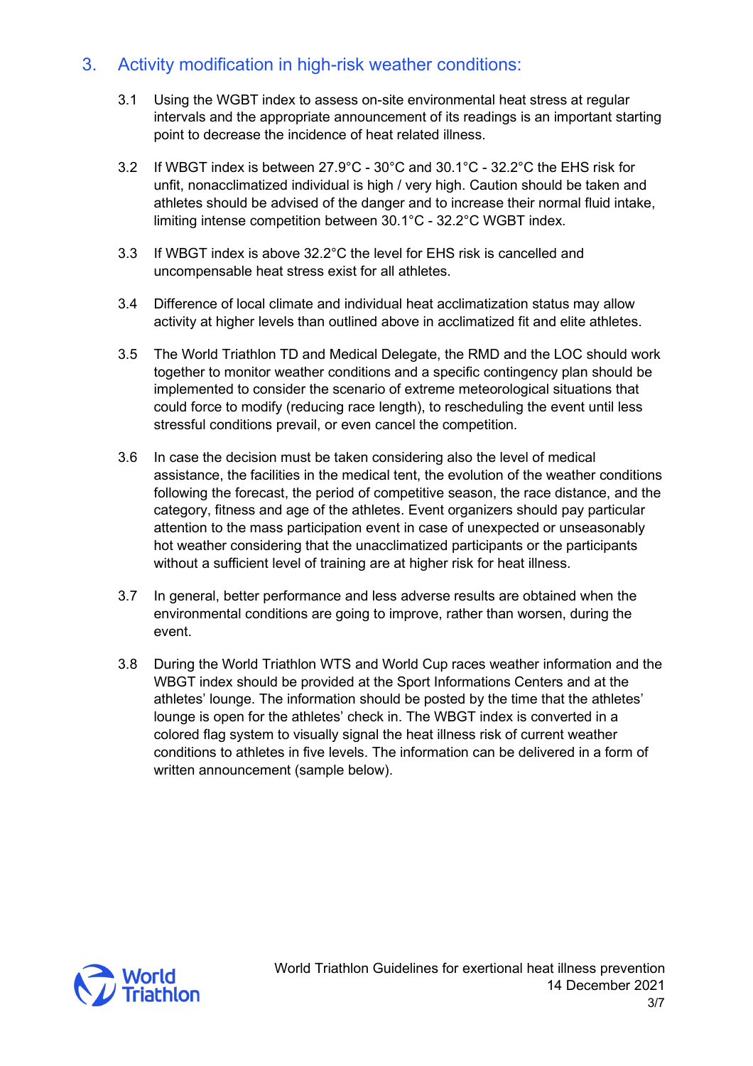## 3. Activity modification in high-risk weather conditions:

3.1 Using the WGBT index to assess on-site environmental heat stress at regular intervals and the appropriate announcement of its readings is an important starting point to decrease the incidence of heat related illness.

3.2 If WBGT index is between 27.9°C - 30°C and 30.1°C - 32.2°C the EHS risk for unfit, nonacclimatized individual is high / very high. Caution should be taken and athletes should be advised of the danger and to increase their normal fluid intake, limiting intense competition between 30.1°C - 32.2°C WGBT index.

3.3 If WBGT index is above 32.2°C the level for EHS risk is cancelled and uncompensable heat stress exist for all athletes.

3.4 Difference of local climate and individual heat acclimatization status may allow activity at higher levels than outlined above in acclimatized fit and elite athletes.

3.5 The World Triathlon TD and Medical Delegate, the RMD and the LOC should work together to monitor weather conditions and a specific contingency plan should be implemented to consider the scenario of extreme meteorological situations that could force to modify (reducing race length), to rescheduling the event until less stressful conditions prevail, or even cancel the competition.

3.6 In case the decision must be taken considering also the level of medical assistance, the facilities in the medical tent, the evolution of the weather conditions following the forecast, the period of competitive season, the race distance, and the category, fitness and age of the athletes. Event organizers should pay particular attention to the mass participation event in case of unexpected or unseasonably hot weather considering that the unacclimatized participants or the participants without a sufficient level of training are at higher risk for heat illness.

3.7 In general, better performance and less adverse results are obtained when the environmental conditions are going to improve, rather than worsen, during the event.

3.8 During the World Triathlon WTS and World Cup races weather information and the WBGT index should be provided at the Sport Informations Centers and at the athletes' lounge. The information should be posted by the time that the athletes' lounge is open for the athletes' check in. The WBGT index is converted in a colored flag system to visually signal the heat illness risk of current weather conditions to athletes in five levels. The information can be delivered in a form of written announcement (sample below).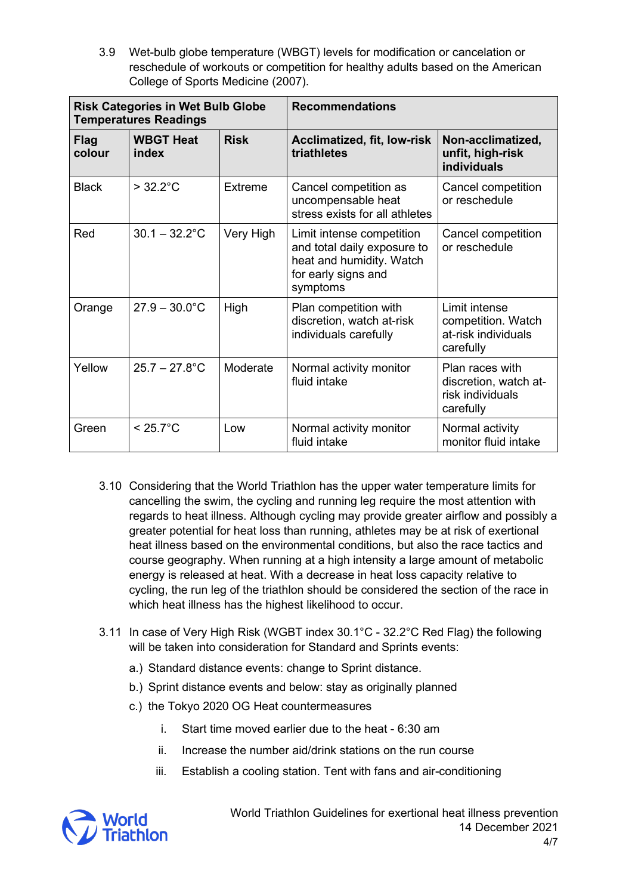3.9 Wet-bulb globe temperature (WBGT) levels for modification or cancelation or reschedule of workouts or competition for healthy adults based on the American College of Sports Medicine (2007).

| **Risk Categories in Wet Bulb Globe Temperatures Readings** | | | **Recommendations** | |
|---|---|---|---|---|
| **Flag colour** | **WBGT Heat index** | **Risk** | **Acclimatized, fit, low-risk triathletes** | **Non-acclimatized, unfit, high-risk individuals** |
| Black | > 32.2°C | Extreme | Cancel competition as uncompensable heat stress exists for all athletes | Cancel competition or reschedule |
| Red | 30.1 – 32.2°C | Very High | Limit intense competition and total daily exposure to heat and humidity. Watch for early signs and symptoms | Cancel competition or reschedule |
| Orange | 27.9 – 30.0°C | High | Plan competition with discretion, watch at-risk individuals carefully | Limit intense competition. Watch at-risk individuals carefully |
| Yellow | 25.7 – 27.8°C | Moderate | Normal activity monitor fluid intake | Plan races with discretion, watch at-risk individuals carefully |
| Green | < 25.7°C | Low | Normal activity monitor fluid intake | Normal activity monitor fluid intake |

3.10 Considering that the World Triathlon has the upper water temperature limits for cancelling the swim, the cycling and running leg require the most attention with regards to heat illness. Although cycling may provide greater airflow and possibly a greater potential for heat loss than running, athletes may be at risk of exertional heat illness based on the environmental conditions, but also the race tactics and course geography. When running at a high intensity a large amount of metabolic energy is released at heat. With a decrease in heat loss capacity relative to cycling, the run leg of the triathlon should be considered the section of the race in which heat illness has the highest likelihood to occur.

3.11 In case of Very High Risk (WGBT index 30.1°C - 32.2°C Red Flag) the following will be taken into consideration for Standard and Sprints events:

a.) Standard distance events: change to Sprint distance.

b.) Sprint distance events and below: stay as originally planned

c.) the Tokyo 2020 OG Heat countermeasures

i. Start time moved earlier due to the heat - 6:30 am

ii. Increase the number aid/drink stations on the run course

iii. Establish a cooling station. Tent with fans and air-conditioning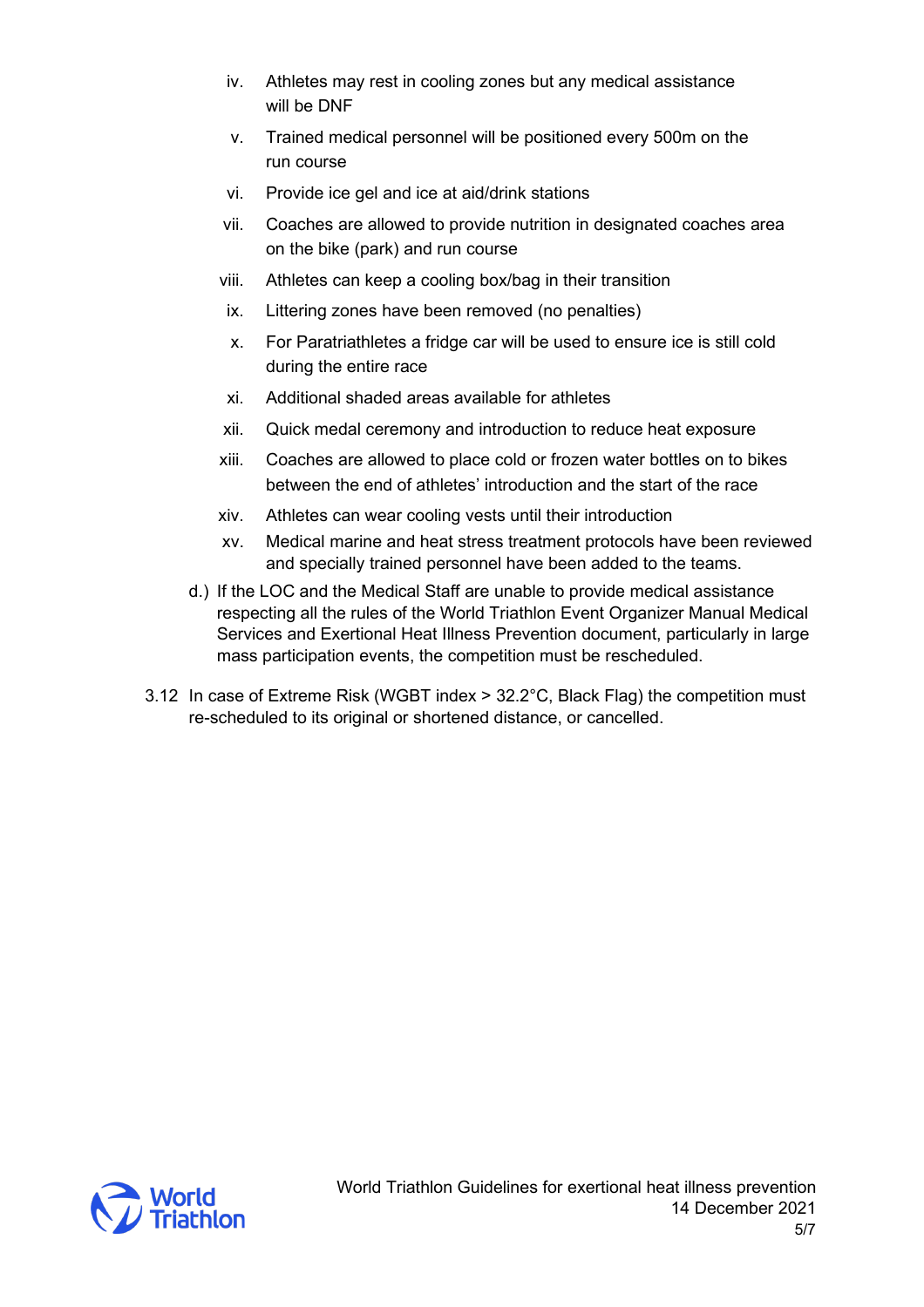iv. Athletes may rest in cooling zones but any medical assistance will be DNF

v. Trained medical personnel will be positioned every 500m on the run course

vi. Provide ice gel and ice at aid/drink stations

vii. Coaches are allowed to provide nutrition in designated coaches area on the bike (park) and run course

viii. Athletes can keep a cooling box/bag in their transition

ix. Littering zones have been removed (no penalties)

x. For Paratriathletes a fridge car will be used to ensure ice is still cold during the entire race

xi. Additional shaded areas available for athletes

xii. Quick medal ceremony and introduction to reduce heat exposure

xiii. Coaches are allowed to place cold or frozen water bottles on to bikes between the end of athletes' introduction and the start of the race

xiv. Athletes can wear cooling vests until their introduction

xv. Medical marine and heat stress treatment protocols have been reviewed and specially trained personnel have been added to the teams.

d.) If the LOC and the Medical Staff are unable to provide medical assistance respecting all the rules of the World Triathlon Event Organizer Manual Medical Services and Exertional Heat Illness Prevention document, particularly in large mass participation events, the competition must be rescheduled.

3.12 In case of Extreme Risk (WGBT index > 32.2°C, Black Flag) the competition must re-scheduled to its original or shortened distance, or cancelled.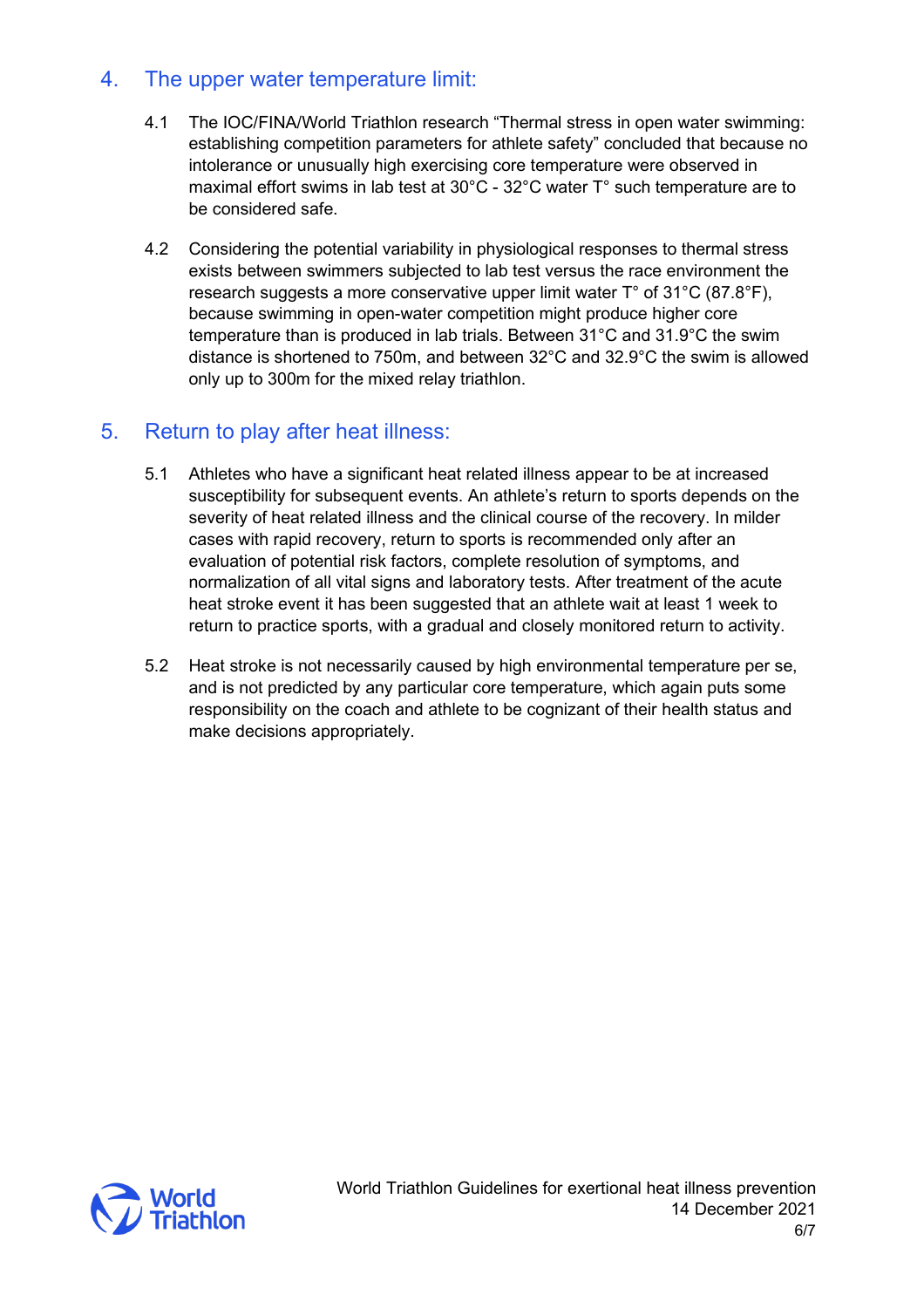## 4. The upper water temperature limit:

4.1 The IOC/FINA/World Triathlon research “Thermal stress in open water swimming: establishing competition parameters for athlete safety” concluded that because no intolerance or unusually high exercising core temperature were observed in maximal effort swims in lab test at 30°C - 32°C water T° such temperature are to be considered safe.

4.2 Considering the potential variability in physiological responses to thermal stress exists between swimmers subjected to lab test versus the race environment the research suggests a more conservative upper limit water T° of 31°C (87.8°F), because swimming in open-water competition might produce higher core temperature than is produced in lab trials. Between 31°C and 31.9°C the swim distance is shortened to 750m, and between 32°C and 32.9°C the swim is allowed only up to 300m for the mixed relay triathlon.

## 5. Return to play after heat illness:

5.1 Athletes who have a significant heat related illness appear to be at increased susceptibility for subsequent events. An athlete’s return to sports depends on the severity of heat related illness and the clinical course of the recovery. In milder cases with rapid recovery, return to sports is recommended only after an evaluation of potential risk factors, complete resolution of symptoms, and normalization of all vital signs and laboratory tests. After treatment of the acute heat stroke event it has been suggested that an athlete wait at least 1 week to return to practice sports, with a gradual and closely monitored return to activity.

5.2 Heat stroke is not necessarily caused by high environmental temperature per se, and is not predicted by any particular core temperature, which again puts some responsibility on the coach and athlete to be cognizant of their health status and make decisions appropriately.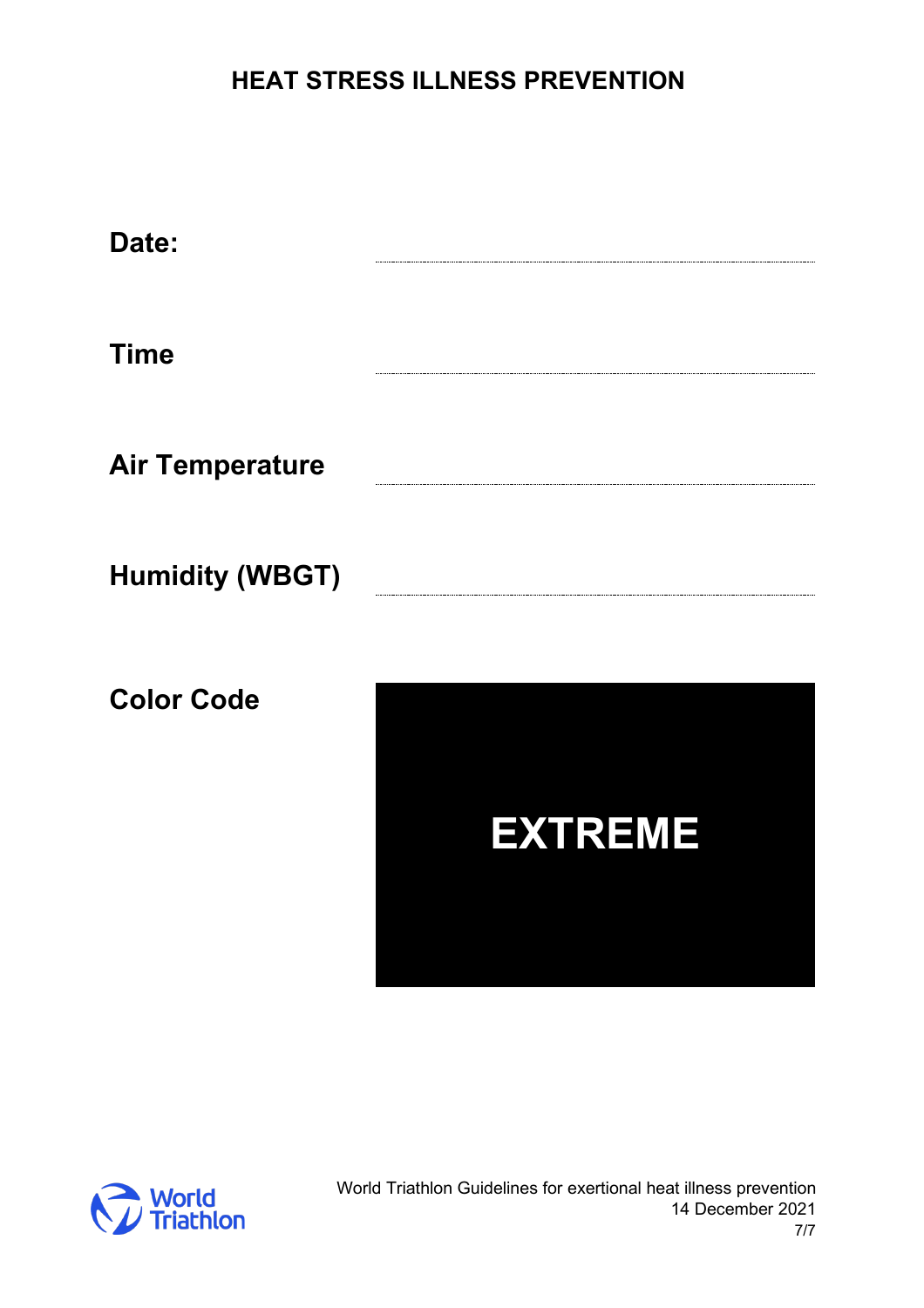# HEAT STRESS ILLNESS PREVENTION

**Date:** ..............................

**Time** ..............................

**Air Temperature** ..............................

**Humidity (WBGT)** ..............................

**Color Code**

**EXTREME**